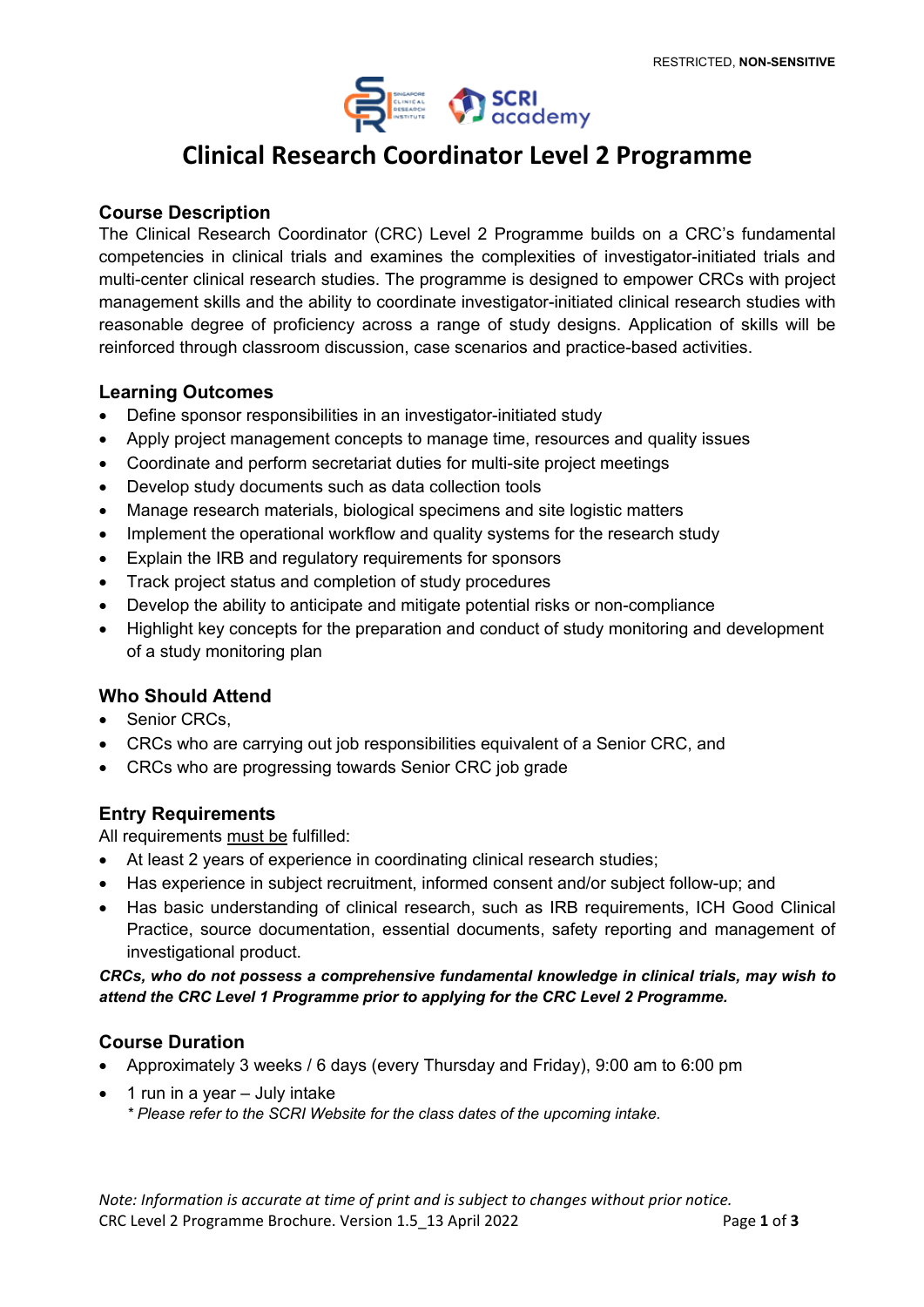# Clinical Research Coordinator Level 2 Programme

## Course Description

The Clinical Research Coordinator (CRC) Level 2 Programme builds on a CRC's fundamental competencies in clinical trials and examines the complexities of investigator-initiated trials and multi-center clinical research studies. The programme is designed to empower CRCs with project management skills and the ability to coordinate investigator-initiated clinical research studies with reasonable degree of proficiency across a range of study designs. Application of skills will be reinforced through classroom discussion, case scenarios and practice-based activities.

## Learning Outcomes

- Define sponsor responsibilities in an investigator-initiated study
- Apply project management concepts to manage time, resources and quality issues
- Coordinate and perform secretariat duties for multi-site project meetings
- Develop study documents such as data collection tools
- Manage research materials, biological specimens and site logistic matters
- Implement the operational workflow and quality systems for the research study
- Explain the IRB and regulatory requirements for sponsors
- Track project status and completion of study procedures
- Develop the ability to anticipate and mitigate potential risks or non-compliance
- Highlight key concepts for the preparation and conduct of study monitoring and development of a study monitoring plan

## Who Should Attend

- Senior CRCs,
- CRCs who are carrying out job responsibilities equivalent of a Senior CRC, and
- CRCs who are progressing towards Senior CRC job grade

## Entry Requirements

All requirements must be fulfilled:

- At least 2 years of experience in coordinating clinical research studies;
- Has experience in subject recruitment, informed consent and/or subject follow-up; and
- Has basic understanding of clinical research, such as IRB requirements, ICH Good Clinical Practice, source documentation, essential documents, safety reporting and management of investigational product.

***CRCs, who do not possess a comprehensive fundamental knowledge in clinical trials, may wish to attend the CRC Level 1 Programme prior to applying for the CRC Level 2 Programme.***

## Course Duration

- Approximately 3 weeks / 6 days (every Thursday and Friday), 9:00 am to 6:00 pm
- 1 run in a year – July intake
  *\* Please refer to the SCRI Website for the class dates of the upcoming intake.*

*Note: Information is accurate at time of print and is subject to changes without prior notice.*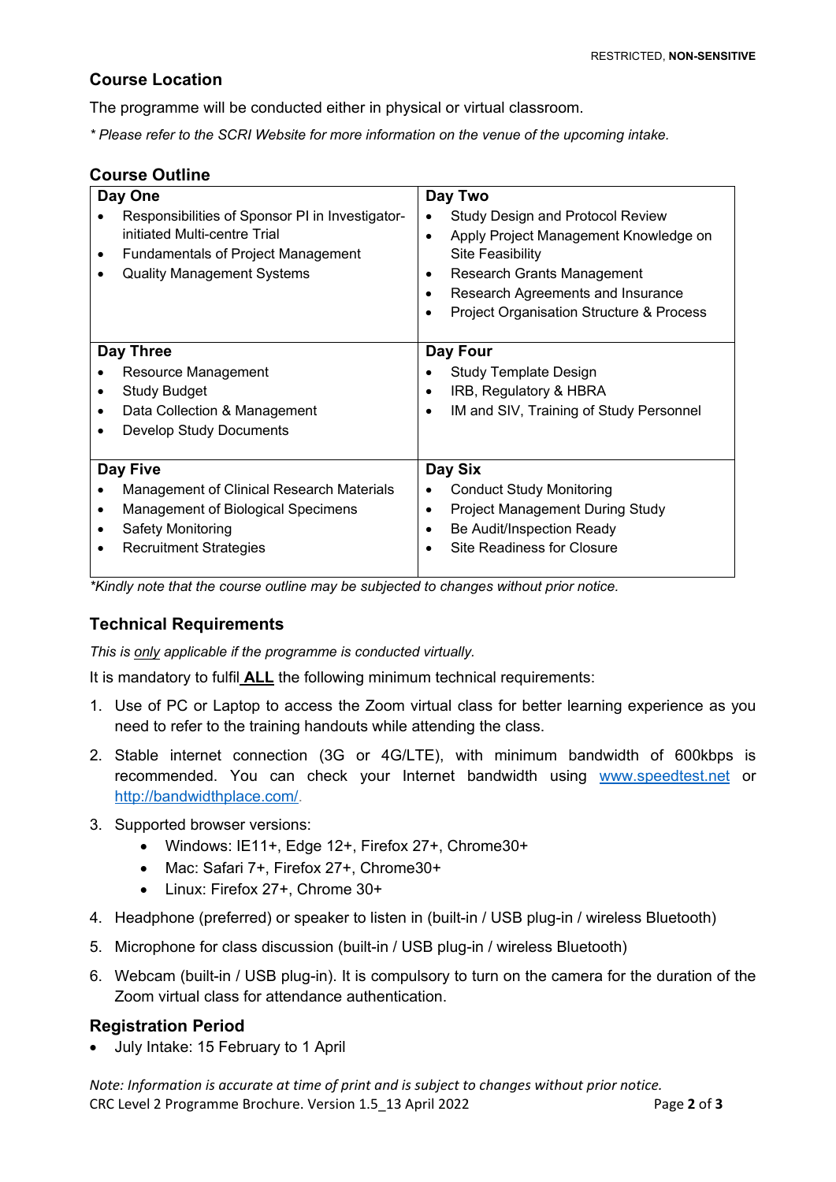## Course Location

The programme will be conducted either in physical or virtual classroom.

*\* Please refer to the SCRI Website for more information on the venue of the upcoming intake.*

## Course Outline

| Day One | Day Two |
|---|---|
| • Responsibilities of Sponsor PI in Investigator-initiated Multi-centre Trial<br>• Fundamentals of Project Management<br>• Quality Management Systems | • Study Design and Protocol Review<br>• Apply Project Management Knowledge on Site Feasibility<br>• Research Grants Management<br>• Research Agreements and Insurance<br>• Project Organisation Structure & Process |
| **Day Three** | **Day Four** |
| • Resource Management<br>• Study Budget<br>• Data Collection & Management<br>• Develop Study Documents | • Study Template Design<br>• IRB, Regulatory & HBRA<br>• IM and SIV, Training of Study Personnel |
| **Day Five** | **Day Six** |
| • Management of Clinical Research Materials<br>• Management of Biological Specimens<br>• Safety Monitoring<br>• Recruitment Strategies | • Conduct Study Monitoring<br>• Project Management During Study<br>• Be Audit/Inspection Ready<br>• Site Readiness for Closure |

*\*Kindly note that the course outline may be subjected to changes without prior notice.*

## Technical Requirements

*This is only applicable if the programme is conducted virtually.*

It is mandatory to fulfil **ALL** the following minimum technical requirements:

1. Use of PC or Laptop to access the Zoom virtual class for better learning experience as you need to refer to the training handouts while attending the class.
2. Stable internet connection (3G or 4G/LTE), with minimum bandwidth of 600kbps is recommended. You can check your Internet bandwidth using www.speedtest.net or http://bandwidthplace.com/.
3. Supported browser versions:
   - Windows: IE11+, Edge 12+, Firefox 27+, Chrome30+
   - Mac: Safari 7+, Firefox 27+, Chrome30+
   - Linux: Firefox 27+, Chrome 30+
4. Headphone (preferred) or speaker to listen in (built-in / USB plug-in / wireless Bluetooth)
5. Microphone for class discussion (built-in / USB plug-in / wireless Bluetooth)
6. Webcam (built-in / USB plug-in). It is compulsory to turn on the camera for the duration of the Zoom virtual class for attendance authentication.

## Registration Period

- July Intake: 15 February to 1 April

*Note: Information is accurate at time of print and is subject to changes without prior notice.*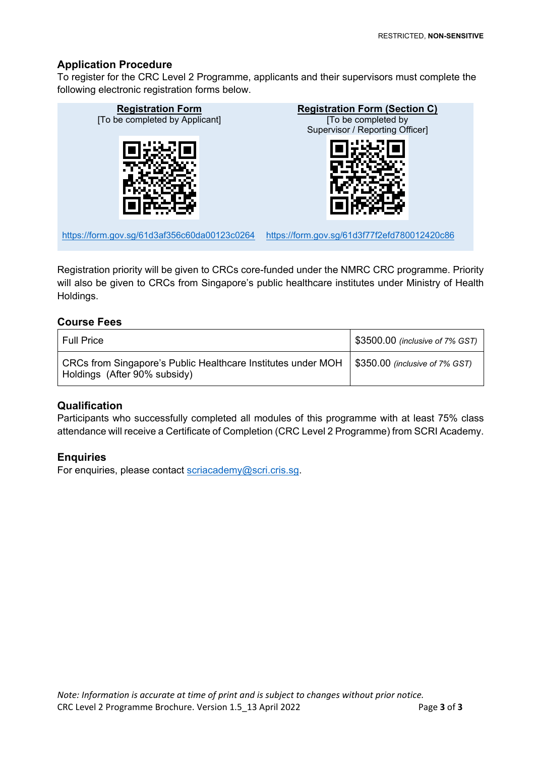## Application Procedure

To register for the CRC Level 2 Programme, applicants and their supervisors must complete the following electronic registration forms below.

| **Registration Form** | **Registration Form (Section C)** |
|---|---|
| [To be completed by Applicant] | [To be completed by Supervisor / Reporting Officer] |
| https://form.gov.sg/61d3af356c60da00123c0264 | https://form.gov.sg/61d3f77f2efd780012420c86 |

Registration priority will be given to CRCs core-funded under the NMRC CRC programme. Priority will also be given to CRCs from Singapore's public healthcare institutes under Ministry of Health Holdings.

## Course Fees

| | |
|---|---|
| Full Price | $3500.00 *(inclusive of 7% GST)* |
| CRCs from Singapore's Public Healthcare Institutes under MOH Holdings (After 90% subsidy) | $350.00 *(inclusive of 7% GST)* |

## Qualification

Participants who successfully completed all modules of this programme with at least 75% class attendance will receive a Certificate of Completion (CRC Level 2 Programme) from SCRI Academy.

## Enquiries

For enquiries, please contact scriacademy@scri.cris.sg.

*Note: Information is accurate at time of print and is subject to changes without prior notice.*